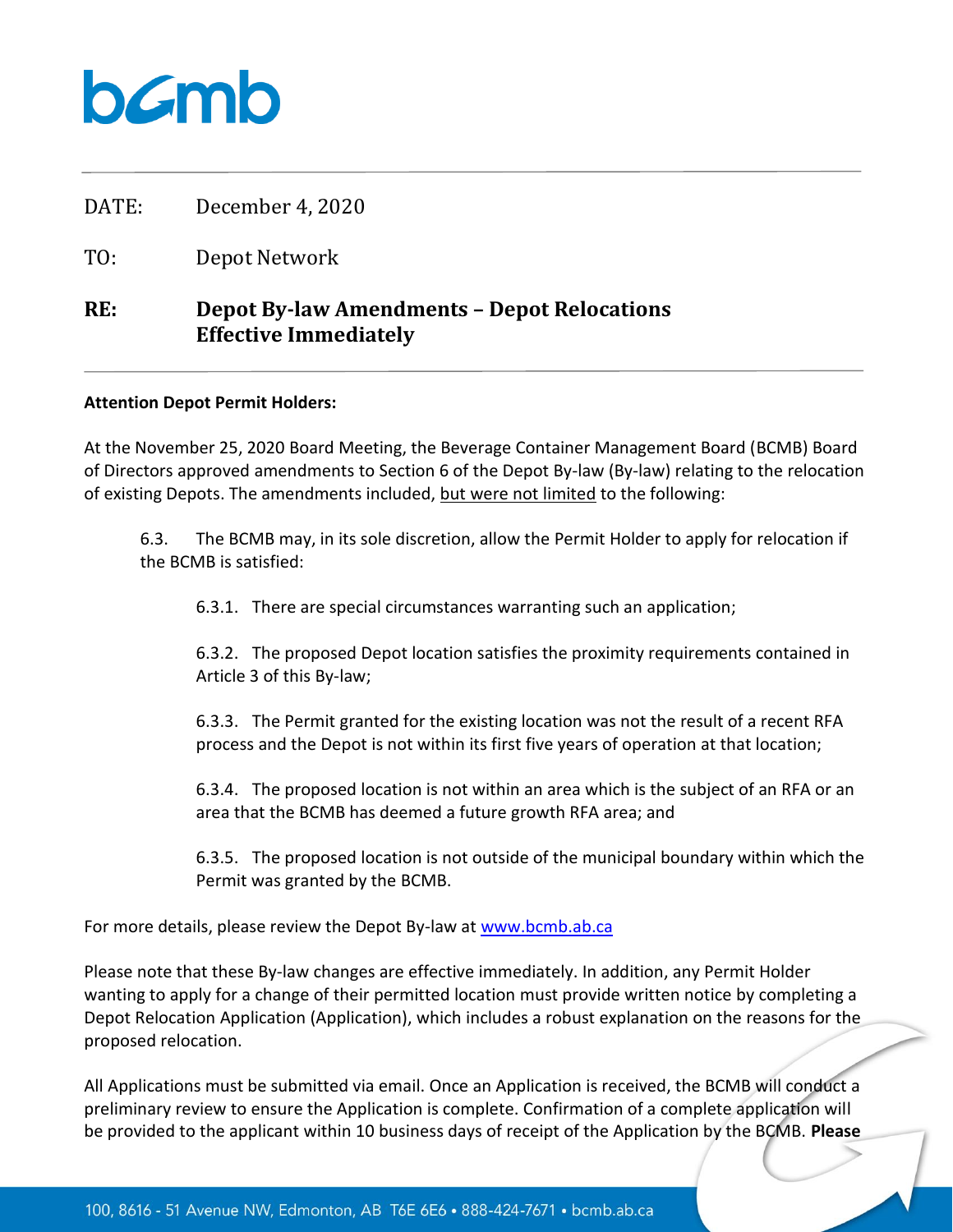bcmb

DATE: December 4, 2020

TO: Depot Network

**RE: Depot By-law Amendments – Depot Relocations Effective Immediately**

**Attention Depot Permit Holders:**

At the November 25, 2020 Board Meeting, the Beverage Container Management Board (BCMB) Board of Directors approved amendments to Section 6 of the Depot By-law (By-law) relating to the relocation of existing Depots. The amendments included, but were not limited to the following:

> 6.3. The BCMB may, in its sole discretion, allow the Permit Holder to apply for relocation if the BCMB is satisfied:
>
> > 6.3.1. There are special circumstances warranting such an application;
> >
> > 6.3.2. The proposed Depot location satisfies the proximity requirements contained in Article 3 of this By-law;
> >
> > 6.3.3. The Permit granted for the existing location was not the result of a recent RFA process and the Depot is not within its first five years of operation at that location;
> >
> > 6.3.4. The proposed location is not within an area which is the subject of an RFA or an area that the BCMB has deemed a future growth RFA area; and
> >
> > 6.3.5. The proposed location is not outside of the municipal boundary within which the Permit was granted by the BCMB.

For more details, please review the Depot By-law at www.bcmb.ab.ca

Please note that these By-law changes are effective immediately. In addition, any Permit Holder wanting to apply for a change of their permitted location must provide written notice by completing a Depot Relocation Application (Application), which includes a robust explanation on the reasons for the proposed relocation.

All Applications must be submitted via email. Once an Application is received, the BCMB will conduct a preliminary review to ensure the Application is complete. Confirmation of a complete application will be provided to the applicant within 10 business days of receipt of the Application by the BCMB. **Please**

100, 8616 - 51 Avenue NW, Edmonton, AB T6E 6E6 • 888-424-7671 • bcmb.ab.ca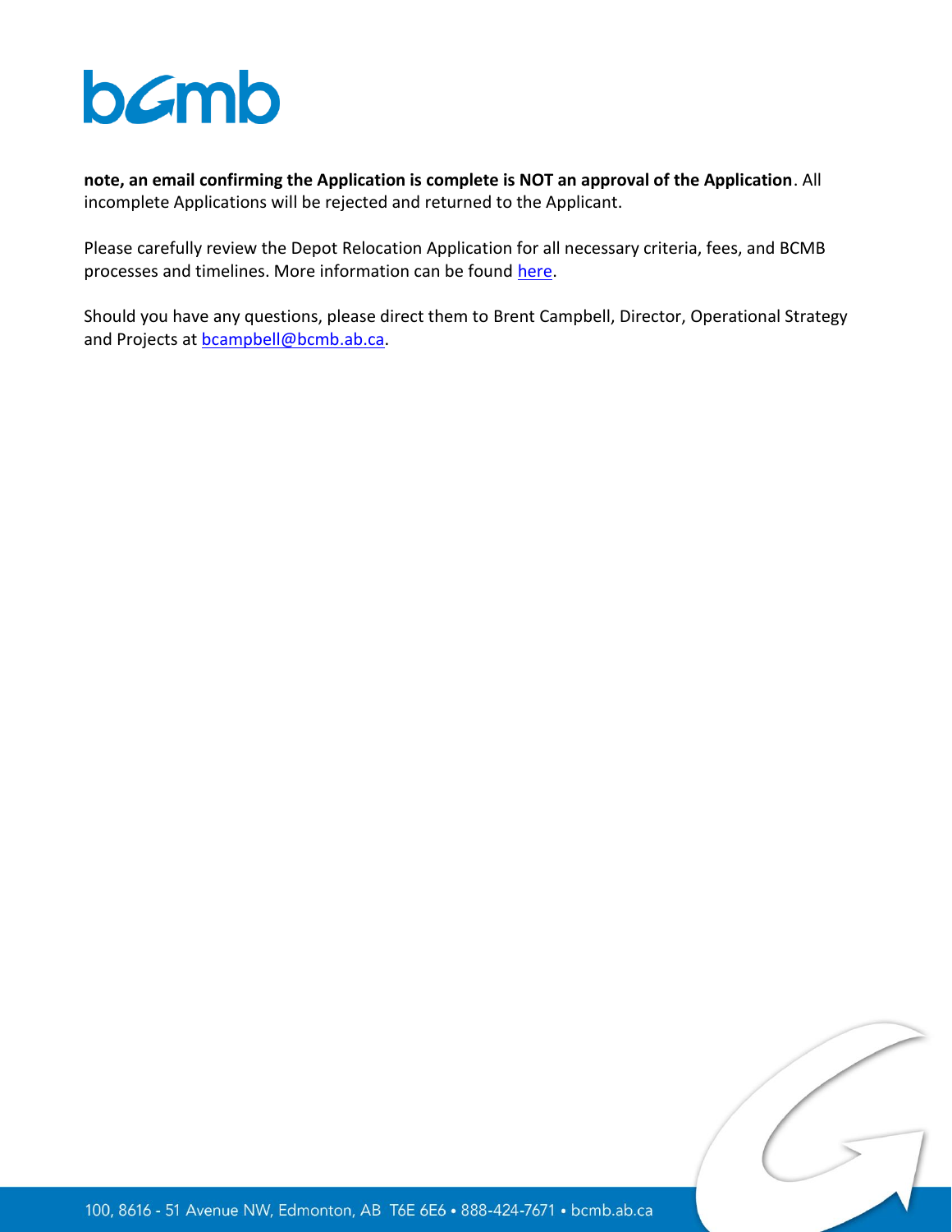**note, an email confirming the Application is complete is NOT an approval of the Application**. All incomplete Applications will be rejected and returned to the Applicant.

Please carefully review the Depot Relocation Application for all necessary criteria, fees, and BCMB processes and timelines. More information can be found here.

Should you have any questions, please direct them to Brent Campbell, Director, Operational Strategy and Projects at bcampbell@bcmb.ab.ca.